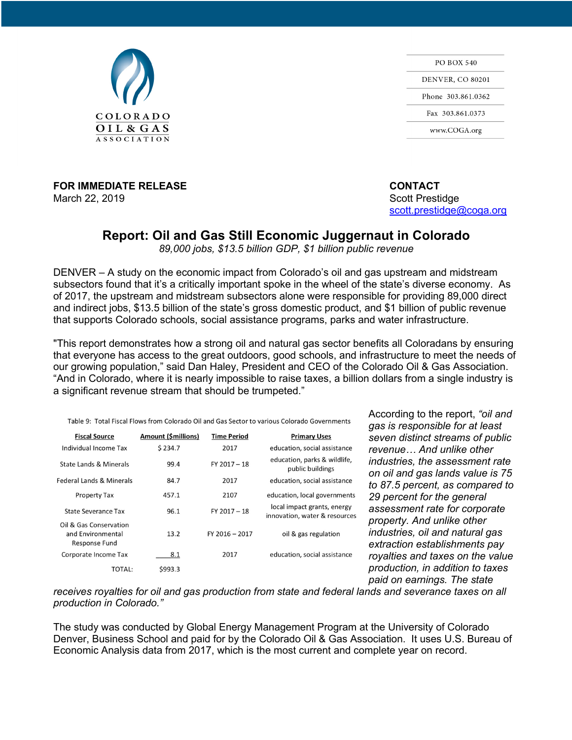COLORADO
OIL & GAS
ASSOCIATION

PO BOX 540

DENVER, CO 80201

Phone 303.861.0362

Fax 303.861.0373

www.COGA.org

**FOR IMMEDIATE RELEASE**
March 22, 2019

**CONTACT**
Scott Prestidge
scott.prestidge@coga.org

# Report: Oil and Gas Still Economic Juggernaut in Colorado

*89,000 jobs, $13.5 billion GDP, $1 billion public revenue*

DENVER – A study on the economic impact from Colorado's oil and gas upstream and midstream subsectors found that it's a critically important spoke in the wheel of the state's diverse economy. As of 2017, the upstream and midstream subsectors alone were responsible for providing 89,000 direct and indirect jobs, $13.5 billion of the state's gross domestic product, and $1 billion of public revenue that supports Colorado schools, social assistance programs, parks and water infrastructure.

"This report demonstrates how a strong oil and natural gas sector benefits all Coloradans by ensuring that everyone has access to the great outdoors, good schools, and infrastructure to meet the needs of our growing population," said Dan Haley, President and CEO of the Colorado Oil & Gas Association. "And in Colorado, where it is nearly impossible to raise taxes, a billion dollars from a single industry is a significant revenue stream that should be trumpeted."

Table 9: Total Fiscal Flows from Colorado Oil and Gas Sector to various Colorado Governments

| Fiscal Source | Amount ($millions) | Time Period | Primary Uses |
|---|---|---|---|
| Individual Income Tax | $ 234.7 | 2017 | education, social assistance |
| State Lands & Minerals | 99.4 | FY 2017 – 18 | education, parks & wildlife, public buildings |
| Federal Lands & Minerals | 84.7 | 2017 | education, social assistance |
| Property Tax | 457.1 | 2107 | education, local governments |
| State Severance Tax | 96.1 | FY 2017 – 18 | local impact grants, energy innovation, water & resources |
| Oil & Gas Conservation and Environmental Response Fund | 13.2 | FY 2016 – 2017 | oil & gas regulation |
| Corporate Income Tax | 8.1 | 2017 | education, social assistance |
| TOTAL: | $993.3 | | |

According to the report, *"oil and gas is responsible for at least seven distinct streams of public revenue… And unlike other industries, the assessment rate on oil and gas lands value is 75 to 87.5 percent, as compared to 29 percent for the general assessment rate for corporate property. And unlike other industries, oil and natural gas extraction establishments pay royalties and taxes on the value production, in addition to taxes paid on earnings. The state receives royalties for oil and gas production from state and federal lands and severance taxes on all production in Colorado."*

The study was conducted by Global Energy Management Program at the University of Colorado Denver, Business School and paid for by the Colorado Oil & Gas Association. It uses U.S. Bureau of Economic Analysis data from 2017, which is the most current and complete year on record.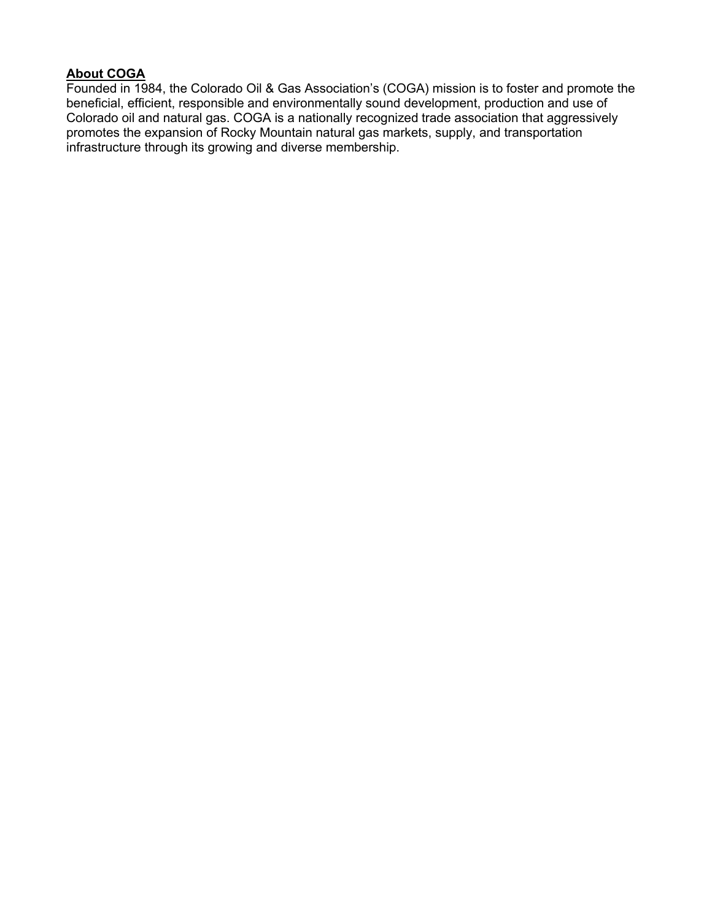**About COGA**

Founded in 1984, the Colorado Oil & Gas Association's (COGA) mission is to foster and promote the beneficial, efficient, responsible and environmentally sound development, production and use of Colorado oil and natural gas. COGA is a nationally recognized trade association that aggressively promotes the expansion of Rocky Mountain natural gas markets, supply, and transportation infrastructure through its growing and diverse membership.